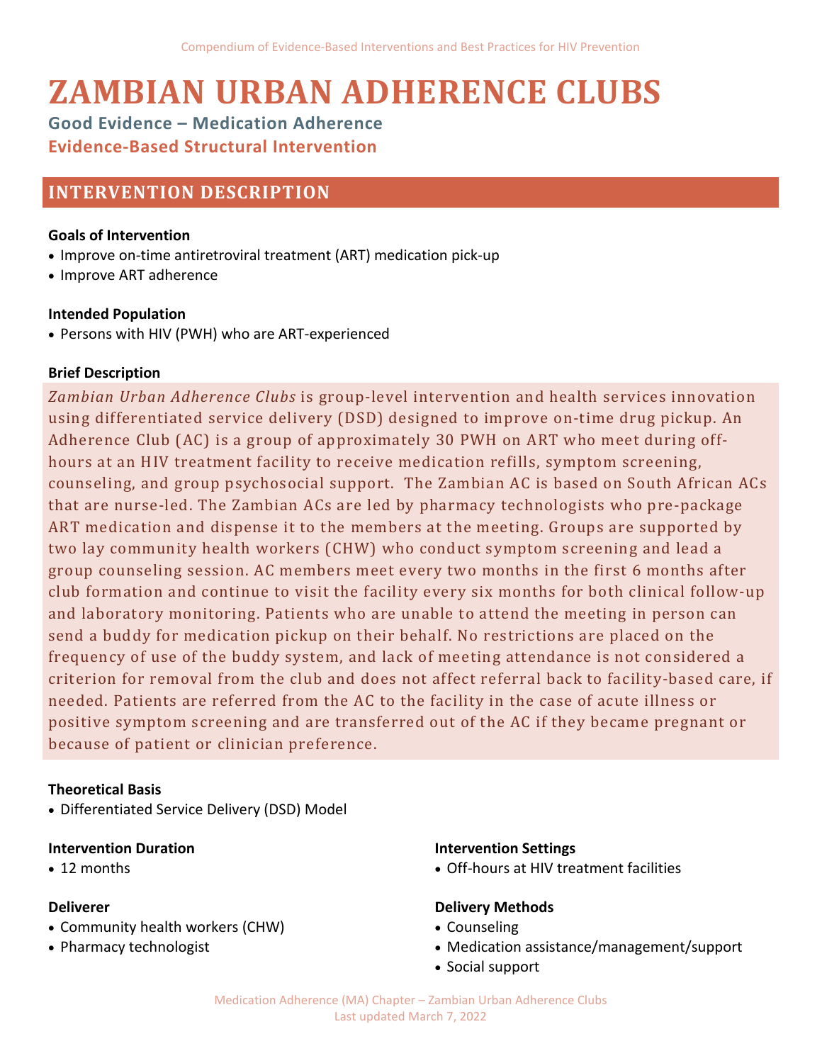# ZAMBIAN URBAN ADHERENCE CLUBS

### Good Evidence – Medication Adherence

### Evidence-Based Structural Intervention

## INTERVENTION DESCRIPTION

**Goals of Intervention**

- Improve on-time antiretroviral treatment (ART) medication pick-up
- Improve ART adherence

**Intended Population**

- Persons with HIV (PWH) who are ART-experienced

**Brief Description**

*Zambian Urban Adherence Clubs* is group-level intervention and health services innovation using differentiated service delivery (DSD) designed to improve on-time drug pickup. An Adherence Club (AC) is a group of approximately 30 PWH on ART who meet during off-hours at an HIV treatment facility to receive medication refills, symptom screening, counseling, and group psychosocial support. The Zambian AC is based on South African ACs that are nurse-led. The Zambian ACs are led by pharmacy technologists who pre-package ART medication and dispense it to the members at the meeting. Groups are supported by two lay community health workers (CHW) who conduct symptom screening and lead a group counseling session. AC members meet every two months in the first 6 months after club formation and continue to visit the facility every six months for both clinical follow-up and laboratory monitoring. Patients who are unable to attend the meeting in person can send a buddy for medication pickup on their behalf. No restrictions are placed on the frequency of use of the buddy system, and lack of meeting attendance is not considered a criterion for removal from the club and does not affect referral back to facility-based care, if needed. Patients are referred from the AC to the facility in the case of acute illness or positive symptom screening and are transferred out of the AC if they became pregnant or because of patient or clinician preference.

**Theoretical Basis**

- Differentiated Service Delivery (DSD) Model

**Intervention Duration**

- 12 months

**Deliverer**

- Community health workers (CHW)
- Pharmacy technologist

**Intervention Settings**

- Off-hours at HIV treatment facilities

**Delivery Methods**

- Counseling
- Medication assistance/management/support
- Social support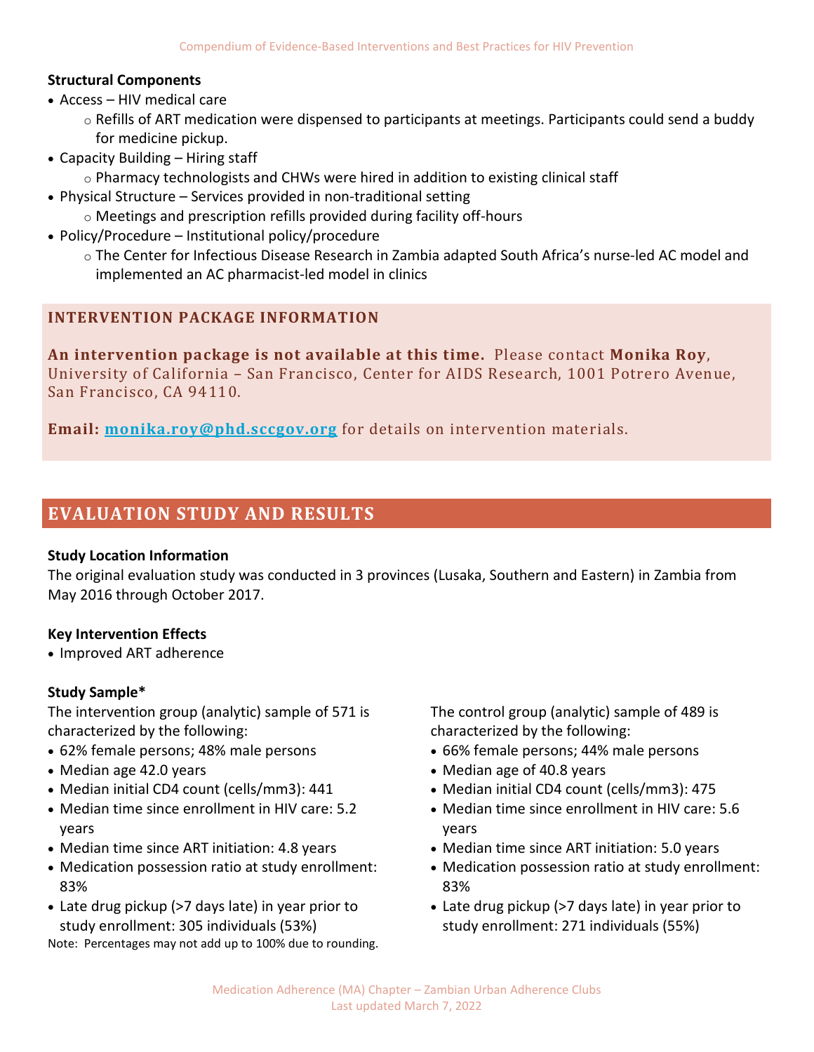**Structural Components**

- Access – HIV medical care
  - Refills of ART medication were dispensed to participants at meetings. Participants could send a buddy for medicine pickup.
- Capacity Building – Hiring staff
  - Pharmacy technologists and CHWs were hired in addition to existing clinical staff
- Physical Structure – Services provided in non-traditional setting
  - Meetings and prescription refills provided during facility off-hours
- Policy/Procedure – Institutional policy/procedure
  - The Center for Infectious Disease Research in Zambia adapted South Africa's nurse-led AC model and implemented an AC pharmacist-led model in clinics

### INTERVENTION PACKAGE INFORMATION

**An intervention package is not available at this time.** Please contact **Monika Roy**, University of California – San Francisco, Center for AIDS Research, 1001 Potrero Avenue, San Francisco, CA 94110.

**Email:** monika.roy@phd.sccgov.org for details on intervention materials.

## EVALUATION STUDY AND RESULTS

**Study Location Information**

The original evaluation study was conducted in 3 provinces (Lusaka, Southern and Eastern) in Zambia from May 2016 through October 2017.

**Key Intervention Effects**

- Improved ART adherence

**Study Sample***

The intervention group (analytic) sample of 571 is characterized by the following:

- 62% female persons; 48% male persons
- Median age 42.0 years
- Median initial CD4 count (cells/mm3): 441
- Median time since enrollment in HIV care: 5.2 years
- Median time since ART initiation: 4.8 years
- Medication possession ratio at study enrollment: 83%
- Late drug pickup (>7 days late) in year prior to study enrollment: 305 individuals (53%)

Note: Percentages may not add up to 100% due to rounding.

The control group (analytic) sample of 489 is characterized by the following:

- 66% female persons; 44% male persons
- Median age of 40.8 years
- Median initial CD4 count (cells/mm3): 475
- Median time since enrollment in HIV care: 5.6 years
- Median time since ART initiation: 5.0 years
- Medication possession ratio at study enrollment: 83%
- Late drug pickup (>7 days late) in year prior to study enrollment: 271 individuals (55%)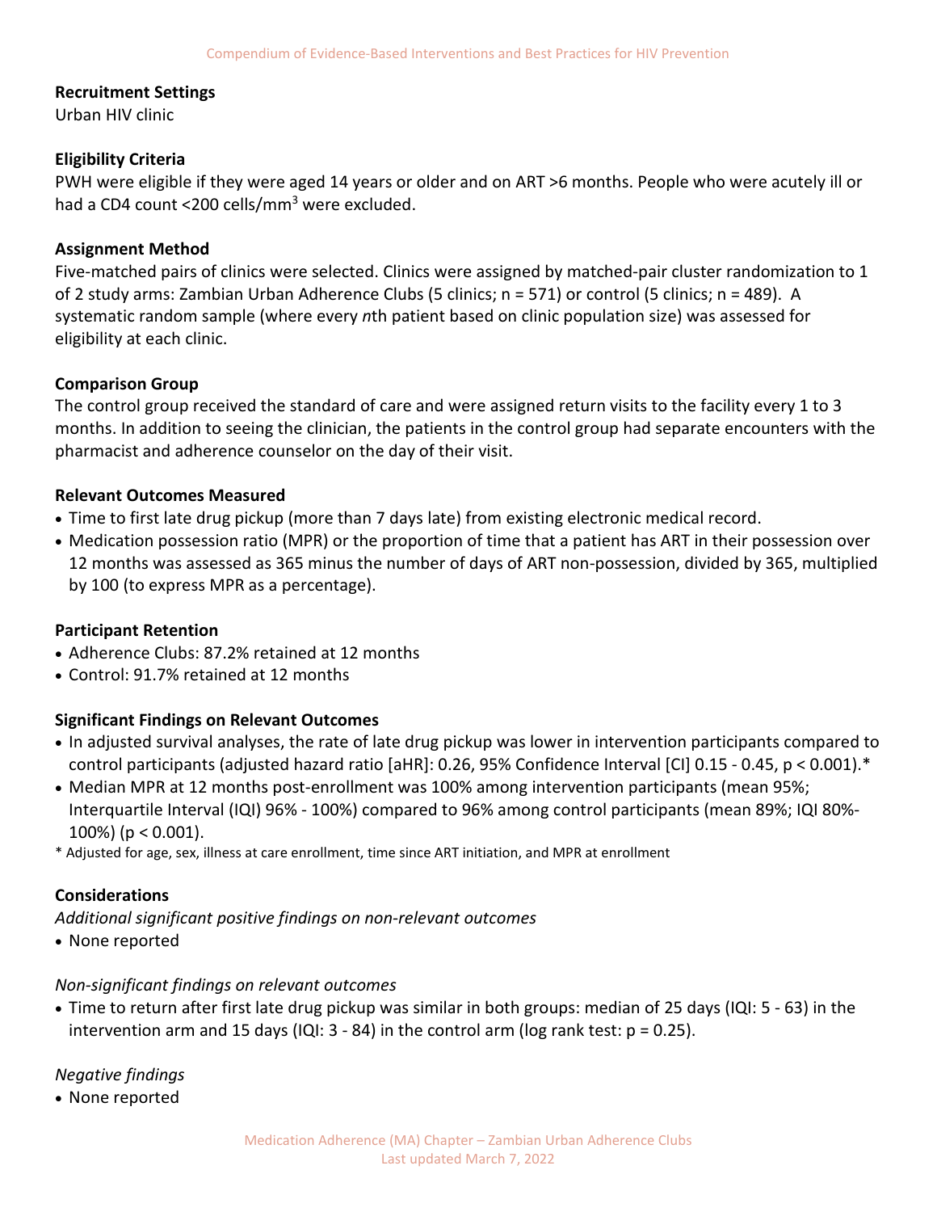**Recruitment Settings**
Urban HIV clinic

**Eligibility Criteria**
PWH were eligible if they were aged 14 years or older and on ART >6 months. People who were acutely ill or had a CD4 count <200 cells/mm$^3$ were excluded.

**Assignment Method**
Five-matched pairs of clinics were selected. Clinics were assigned by matched-pair cluster randomization to 1 of 2 study arms: Zambian Urban Adherence Clubs (5 clinics; n = 571) or control (5 clinics; n = 489). A systematic random sample (where every *n*th patient based on clinic population size) was assessed for eligibility at each clinic.

**Comparison Group**
The control group received the standard of care and were assigned return visits to the facility every 1 to 3 months. In addition to seeing the clinician, the patients in the control group had separate encounters with the pharmacist and adherence counselor on the day of their visit.

**Relevant Outcomes Measured**
- Time to first late drug pickup (more than 7 days late) from existing electronic medical record.
- Medication possession ratio (MPR) or the proportion of time that a patient has ART in their possession over 12 months was assessed as 365 minus the number of days of ART non-possession, divided by 365, multiplied by 100 (to express MPR as a percentage).

**Participant Retention**
- Adherence Clubs: 87.2% retained at 12 months
- Control: 91.7% retained at 12 months

**Significant Findings on Relevant Outcomes**
- In adjusted survival analyses, the rate of late drug pickup was lower in intervention participants compared to control participants (adjusted hazard ratio [aHR]: 0.26, 95% Confidence Interval [CI] 0.15 - 0.45, $p < 0.001$).*
- Median MPR at 12 months post-enrollment was 100% among intervention participants (mean 95%; Interquartile Interval (IQI) 96% - 100%) compared to 96% among control participants (mean 89%; IQI 80%-100%) ($p < 0.001$).

\* Adjusted for age, sex, illness at care enrollment, time since ART initiation, and MPR at enrollment

**Considerations**

*Additional significant positive findings on non-relevant outcomes*
- None reported

*Non-significant findings on relevant outcomes*
- Time to return after first late drug pickup was similar in both groups: median of 25 days (IQI: 5 - 63) in the intervention arm and 15 days (IQI: 3 - 84) in the control arm (log rank test: $p = 0.25$).

*Negative findings*
- None reported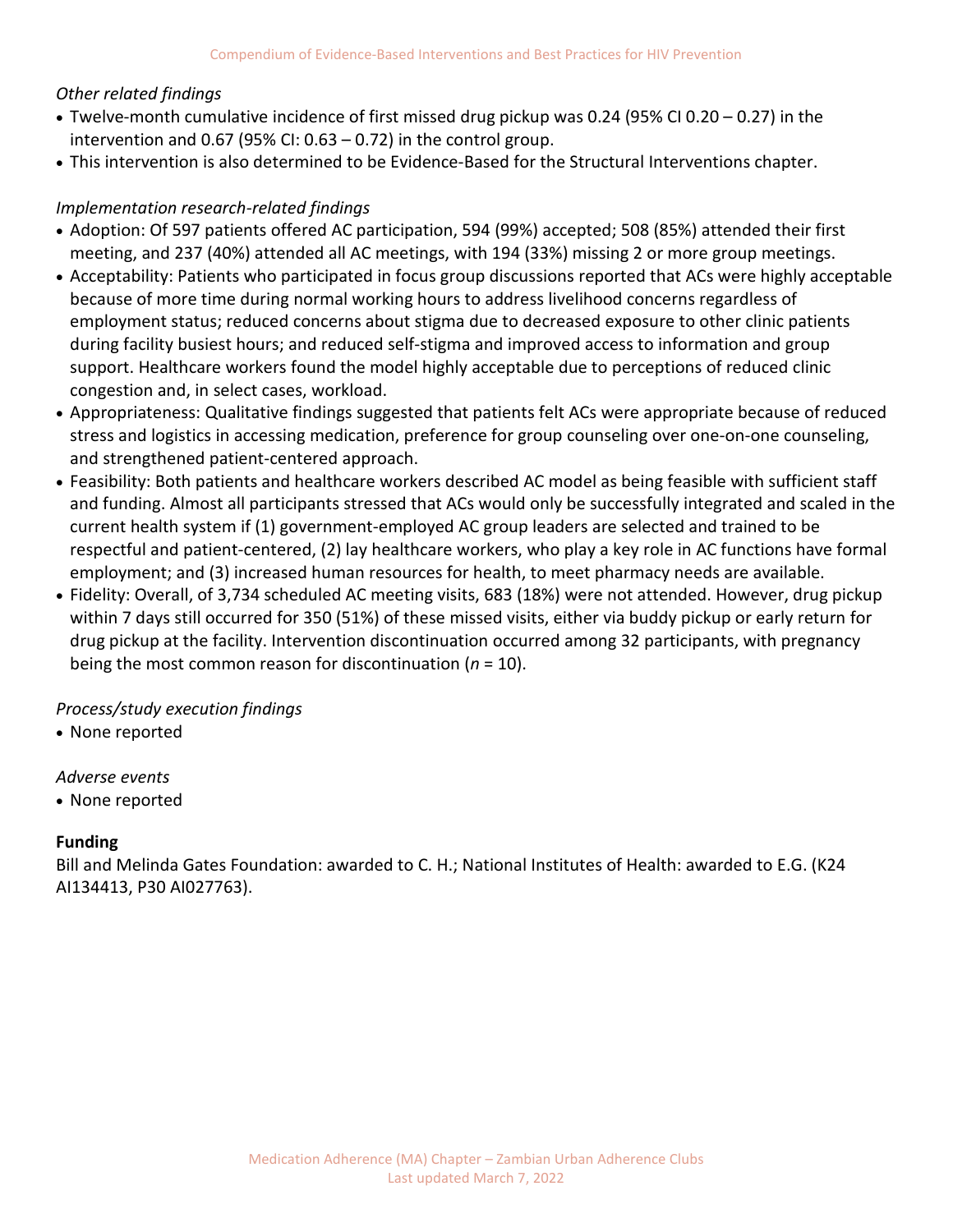*Other related findings*

- Twelve-month cumulative incidence of first missed drug pickup was 0.24 (95% CI 0.20 – 0.27) in the intervention and 0.67 (95% CI: 0.63 – 0.72) in the control group.
- This intervention is also determined to be Evidence-Based for the Structural Interventions chapter.

*Implementation research-related findings*

- Adoption: Of 597 patients offered AC participation, 594 (99%) accepted; 508 (85%) attended their first meeting, and 237 (40%) attended all AC meetings, with 194 (33%) missing 2 or more group meetings.
- Acceptability: Patients who participated in focus group discussions reported that ACs were highly acceptable because of more time during normal working hours to address livelihood concerns regardless of employment status; reduced concerns about stigma due to decreased exposure to other clinic patients during facility busiest hours; and reduced self-stigma and improved access to information and group support. Healthcare workers found the model highly acceptable due to perceptions of reduced clinic congestion and, in select cases, workload.
- Appropriateness: Qualitative findings suggested that patients felt ACs were appropriate because of reduced stress and logistics in accessing medication, preference for group counseling over one-on-one counseling, and strengthened patient-centered approach.
- Feasibility: Both patients and healthcare workers described AC model as being feasible with sufficient staff and funding. Almost all participants stressed that ACs would only be successfully integrated and scaled in the current health system if (1) government-employed AC group leaders are selected and trained to be respectful and patient-centered, (2) lay healthcare workers, who play a key role in AC functions have formal employment; and (3) increased human resources for health, to meet pharmacy needs are available.
- Fidelity: Overall, of 3,734 scheduled AC meeting visits, 683 (18%) were not attended. However, drug pickup within 7 days still occurred for 350 (51%) of these missed visits, either via buddy pickup or early return for drug pickup at the facility. Intervention discontinuation occurred among 32 participants, with pregnancy being the most common reason for discontinuation ($n$ = 10).

*Process/study execution findings*

- None reported

*Adverse events*

- None reported

**Funding**

Bill and Melinda Gates Foundation: awarded to C. H.; National Institutes of Health: awarded to E.G. (K24 AI134413, P30 AI027763).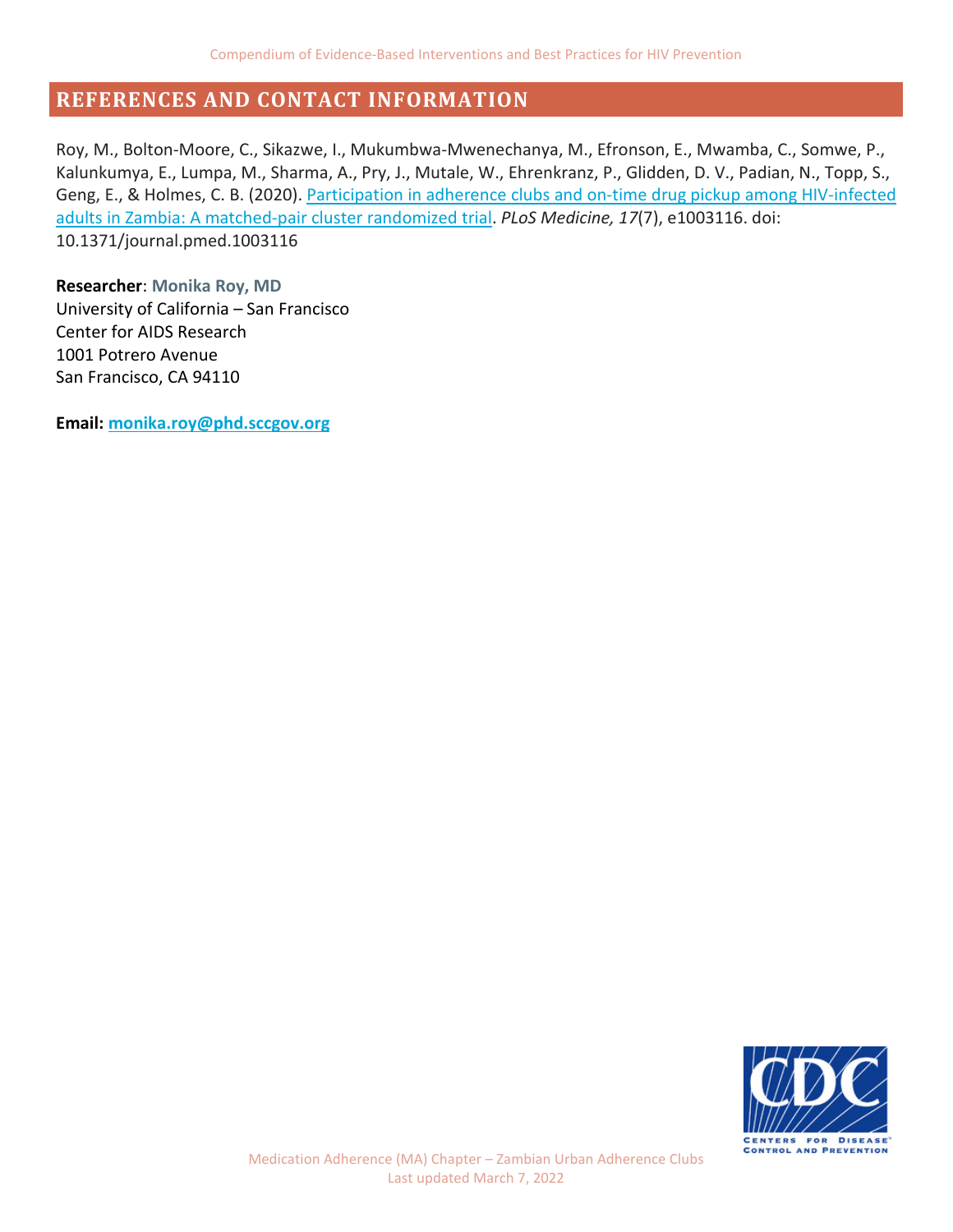## REFERENCES AND CONTACT INFORMATION

Roy, M., Bolton-Moore, C., Sikazwe, I., Mukumbwa-Mwenechanya, M., Efronson, E., Mwamba, C., Somwe, P., Kalunkumya, E., Lumpa, M., Sharma, A., Pry, J., Mutale, W., Ehrenkranz, P., Glidden, D. V., Padian, N., Topp, S., Geng, E., & Holmes, C. B. (2020). Participation in adherence clubs and on-time drug pickup among HIV-infected adults in Zambia: A matched-pair cluster randomized trial. *PLoS Medicine, 17*(7), e1003116. doi: 10.1371/journal.pmed.1003116

**Researcher**: **Monika Roy, MD**
University of California – San Francisco
Center for AIDS Research
1001 Potrero Avenue
San Francisco, CA 94110

**Email: monika.roy@phd.sccgov.org**